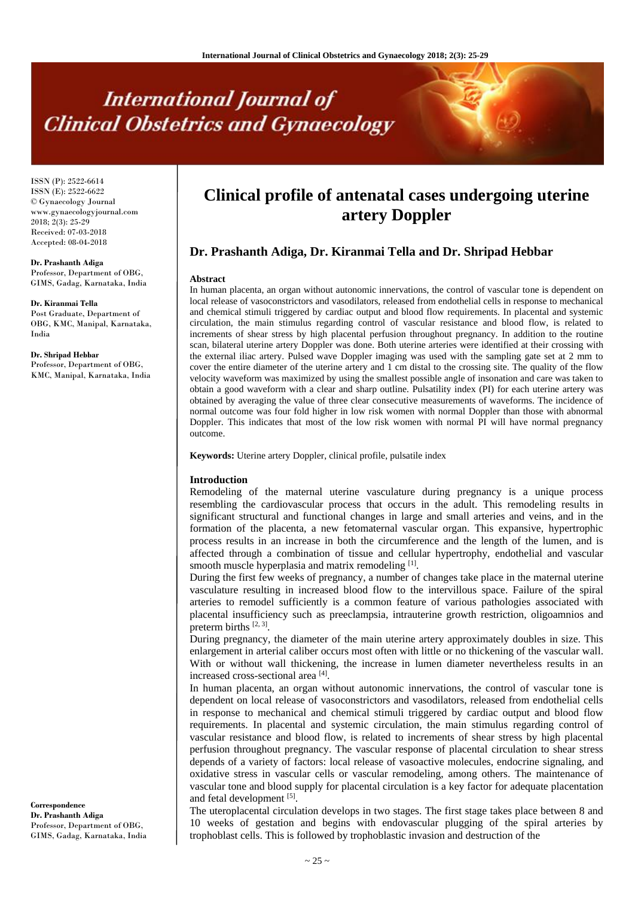ISSN (P): 2522-6614
ISSN (E): 2522-6622
© Gynaecology Journal
www.gynaecologyjournal.com
2018; 2(3): 25-29
Received: 07-03-2018
Accepted: 08-04-2018

**Dr. Prashanth Adiga**
Professor, Department of OBG, GIMS, Gadag, Karnataka, India

**Dr. Kiranmai Tella**
Post Graduate, Department of OBG, KMC, Manipal, Karnataka, India

**Dr. Shripad Hebbar**
Professor, Department of OBG, KMC, Manipal, Karnataka, India

**Correspondence**
**Dr. Prashanth Adiga**
Professor, Department of OBG, GIMS, Gadag, Karnataka, India

# Clinical profile of antenatal cases undergoing uterine artery Doppler

## Dr. Prashanth Adiga, Dr. Kiranmai Tella and Dr. Shripad Hebbar

**Abstract**

In human placenta, an organ without autonomic innervations, the control of vascular tone is dependent on local release of vasoconstrictors and vasodilators, released from endothelial cells in response to mechanical and chemical stimuli triggered by cardiac output and blood flow requirements. In placental and systemic circulation, the main stimulus regarding control of vascular resistance and blood flow, is related to increments of shear stress by high placental perfusion throughout pregnancy. In addition to the routine scan, bilateral uterine artery Doppler was done. Both uterine arteries were identified at their crossing with the external iliac artery. Pulsed wave Doppler imaging was used with the sampling gate set at 2 mm to cover the entire diameter of the uterine artery and 1 cm distal to the crossing site. The quality of the flow velocity waveform was maximized by using the smallest possible angle of insonation and care was taken to obtain a good waveform with a clear and sharp outline. Pulsatility index (PI) for each uterine artery was obtained by averaging the value of three clear consecutive measurements of waveforms. The incidence of normal outcome was four fold higher in low risk women with normal Doppler than those with abnormal Doppler. This indicates that most of the low risk women with normal PI will have normal pregnancy outcome.

**Keywords:** Uterine artery Doppler, clinical profile, pulsatile index

### Introduction

Remodeling of the maternal uterine vasculature during pregnancy is a unique process resembling the cardiovascular process that occurs in the adult. This remodeling results in significant structural and functional changes in large and small arteries and veins, and in the formation of the placenta, a new fetomaternal vascular organ. This expansive, hypertrophic process results in an increase in both the circumference and the length of the lumen, and is affected through a combination of tissue and cellular hypertrophy, endothelial and vascular smooth muscle hyperplasia and matrix remodeling [1].

During the first few weeks of pregnancy, a number of changes take place in the maternal uterine vasculature resulting in increased blood flow to the intervillous space. Failure of the spiral arteries to remodel sufficiently is a common feature of various pathologies associated with placental insufficiency such as preeclampsia, intrauterine growth restriction, oligoamnios and preterm births [2, 3].

During pregnancy, the diameter of the main uterine artery approximately doubles in size. This enlargement in arterial caliber occurs most often with little or no thickening of the vascular wall. With or without wall thickening, the increase in lumen diameter nevertheless results in an increased cross-sectional area [4].

In human placenta, an organ without autonomic innervations, the control of vascular tone is dependent on local release of vasoconstrictors and vasodilators, released from endothelial cells in response to mechanical and chemical stimuli triggered by cardiac output and blood flow requirements. In placental and systemic circulation, the main stimulus regarding control of vascular resistance and blood flow, is related to increments of shear stress by high placental perfusion throughout pregnancy. The vascular response of placental circulation to shear stress depends of a variety of factors: local release of vasoactive molecules, endocrine signaling, and oxidative stress in vascular cells or vascular remodeling, among others. The maintenance of vascular tone and blood supply for placental circulation is a key factor for adequate placentation and fetal development [5].

The uteroplacental circulation develops in two stages. The first stage takes place between 8 and 10 weeks of gestation and begins with endovascular plugging of the spiral arteries by trophoblast cells. This is followed by trophoblastic invasion and destruction of the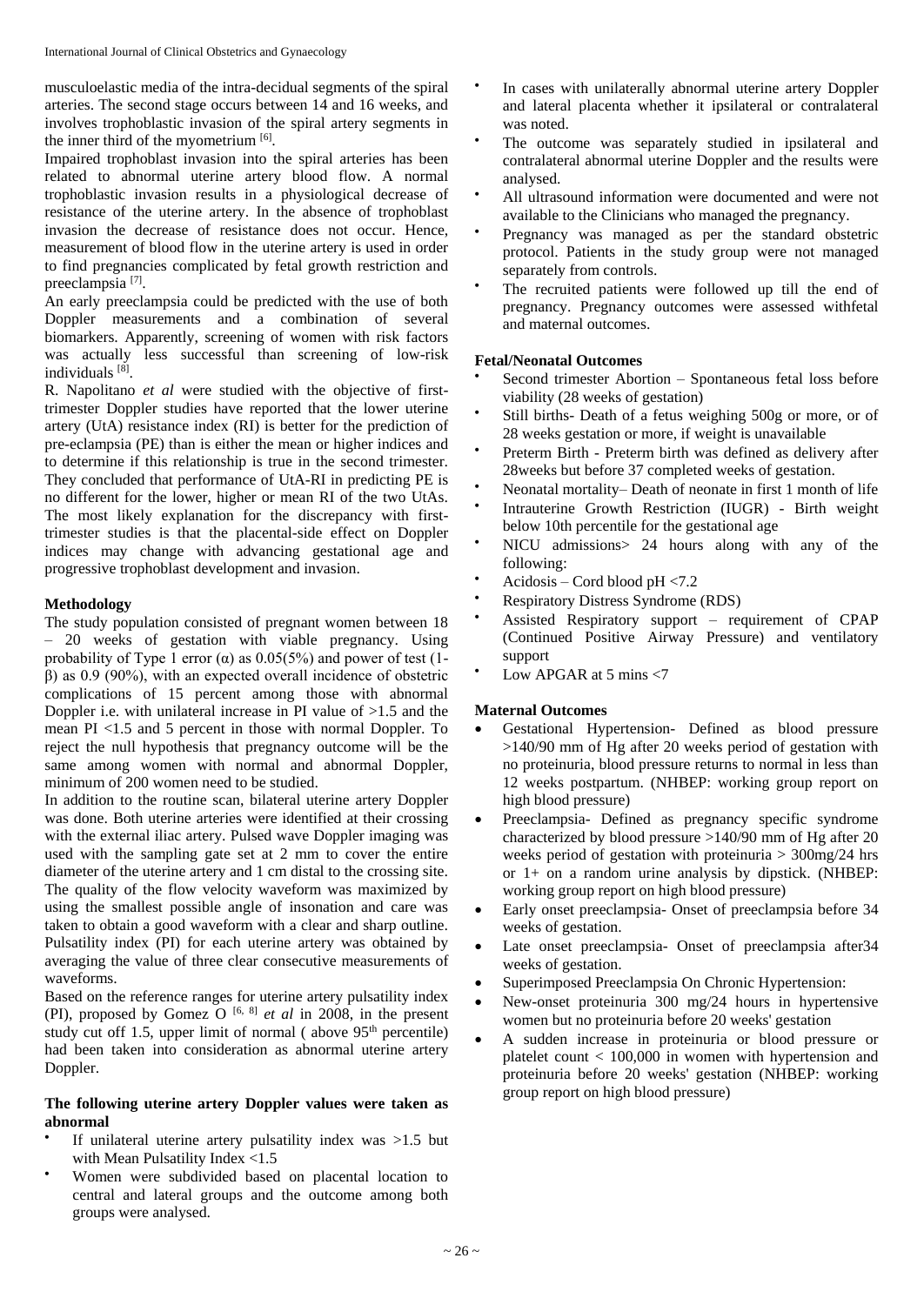musculoelastic media of the intra-decidual segments of the spiral arteries. The second stage occurs between 14 and 16 weeks, and involves trophoblastic invasion of the spiral artery segments in the inner third of the myometrium [6].

Impaired trophoblast invasion into the spiral arteries has been related to abnormal uterine artery blood flow. A normal trophoblastic invasion results in a physiological decrease of resistance of the uterine artery. In the absence of trophoblast invasion the decrease of resistance does not occur. Hence, measurement of blood flow in the uterine artery is used in order to find pregnancies complicated by fetal growth restriction and preeclampsia [7].

An early preeclampsia could be predicted with the use of both Doppler measurements and a combination of several biomarkers. Apparently, screening of women with risk factors was actually less successful than screening of low-risk individuals [8].

R. Napolitano *et al* were studied with the objective of first-trimester Doppler studies have reported that the lower uterine artery (UtA) resistance index (RI) is better for the prediction of pre-eclampsia (PE) than is either the mean or higher indices and to determine if this relationship is true in the second trimester. They concluded that performance of UtA-RI in predicting PE is no different for the lower, higher or mean RI of the two UtAs. The most likely explanation for the discrepancy with first-trimester studies is that the placental-side effect on Doppler indices may change with advancing gestational age and progressive trophoblast development and invasion.

**Methodology**

The study population consisted of pregnant women between 18 – 20 weeks of gestation with viable pregnancy. Using probability of Type 1 error (α) as 0.05(5%) and power of test (1-β) as 0.9 (90%), with an expected overall incidence of obstetric complications of 15 percent among those with abnormal Doppler i.e. with unilateral increase in PI value of >1.5 and the mean PI <1.5 and 5 percent in those with normal Doppler. To reject the null hypothesis that pregnancy outcome will be the same among women with normal and abnormal Doppler, minimum of 200 women need to be studied.

In addition to the routine scan, bilateral uterine artery Doppler was done. Both uterine arteries were identified at their crossing with the external iliac artery. Pulsed wave Doppler imaging was used with the sampling gate set at 2 mm to cover the entire diameter of the uterine artery and 1 cm distal to the crossing site. The quality of the flow velocity waveform was maximized by using the smallest possible angle of insonation and care was taken to obtain a good waveform with a clear and sharp outline. Pulsatility index (PI) for each uterine artery was obtained by averaging the value of three clear consecutive measurements of waveforms.

Based on the reference ranges for uterine artery pulsatility index (PI), proposed by Gomez O [6, 8] *et al* in 2008, in the present study cut off 1.5, upper limit of normal ( above 95th percentile) had been taken into consideration as abnormal uterine artery Doppler.

**The following uterine artery Doppler values were taken as abnormal**

- If unilateral uterine artery pulsatility index was >1.5 but with Mean Pulsatility Index <1.5
- Women were subdivided based on placental location to central and lateral groups and the outcome among both groups were analysed.
- In cases with unilaterally abnormal uterine artery Doppler and lateral placenta whether it ipsilateral or contralateral was noted.
- The outcome was separately studied in ipsilateral and contralateral abnormal uterine Doppler and the results were analysed.
- All ultrasound information were documented and were not available to the Clinicians who managed the pregnancy.
- Pregnancy was managed as per the standard obstetric protocol. Patients in the study group were not managed separately from controls.
- The recruited patients were followed up till the end of pregnancy. Pregnancy outcomes were assessed withfetal and maternal outcomes.

**Fetal/Neonatal Outcomes**

- Second trimester Abortion – Spontaneous fetal loss before viability (28 weeks of gestation)
- Still births- Death of a fetus weighing 500g or more, or of 28 weeks gestation or more, if weight is unavailable
- Preterm Birth - Preterm birth was defined as delivery after 28weeks but before 37 completed weeks of gestation.
- Neonatal mortality– Death of neonate in first 1 month of life
- Intrauterine Growth Restriction (IUGR) - Birth weight below 10th percentile for the gestational age
- NICU admissions> 24 hours along with any of the following:
- Acidosis – Cord blood pH <7.2
- Respiratory Distress Syndrome (RDS)
- Assisted Respiratory support – requirement of CPAP (Continued Positive Airway Pressure) and ventilatory support
- Low APGAR at 5 mins <7

**Maternal Outcomes**

- Gestational Hypertension- Defined as blood pressure >140/90 mm of Hg after 20 weeks period of gestation with no proteinuria, blood pressure returns to normal in less than 12 weeks postpartum. (NHBEP: working group report on high blood pressure)
- Preeclampsia- Defined as pregnancy specific syndrome characterized by blood pressure >140/90 mm of Hg after 20 weeks period of gestation with proteinuria > 300mg/24 hrs or 1+ on a random urine analysis by dipstick. (NHBEP: working group report on high blood pressure)
- Early onset preeclampsia- Onset of preeclampsia before 34 weeks of gestation.
- Late onset preeclampsia- Onset of preeclampsia after34 weeks of gestation.
- Superimposed Preeclampsia On Chronic Hypertension:
- New-onset proteinuria 300 mg/24 hours in hypertensive women but no proteinuria before 20 weeks' gestation
- A sudden increase in proteinuria or blood pressure or platelet count < 100,000 in women with hypertension and proteinuria before 20 weeks' gestation (NHBEP: working group report on high blood pressure)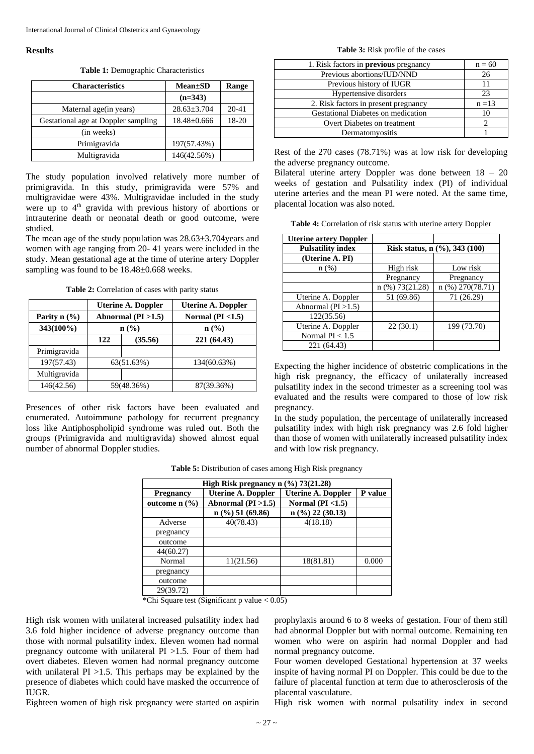### Results

**Table 1:** Demographic Characteristics

| Characteristics | Mean±SD (n=343) | Range |
|---|---|---|
| Maternal age(in years) | 28.63±3.704 | 20-41 |
| Gestational age at Doppler sampling (in weeks) | 18.48±0.666 | 18-20 |
| Primigravida | 197(57.43%) | |
| Multigravida | 146(42.56%) | |

The study population involved relatively more number of primigravida. In this study, primigravida were 57% and multigravidae were 43%. Multigravidae included in the study were up to 4th gravida with previous history of abortions or intrauterine death or neonatal death or good outcome, were studied.

The mean age of the study population was 28.63±3.704years and women with age ranging from 20- 41 years were included in the study. Mean gestational age at the time of uterine artery Doppler sampling was found to be 18.48±0.668 weeks.

**Table 2:** Correlation of cases with parity status

| Parity n (%) 343(100%) | Uterine A. Doppler Abnormal (PI >1.5) n (%) 122 (35.56) | Uterine A. Doppler Normal (PI <1.5) n (%) 221 (64.43) |
|---|---|---|
| Primigravida 197(57.43) | 63(51.63%) | 134(60.63%) |
| Multigravida 146(42.56) | 59(48.36%) | 87(39.36%) |

Presences of other risk factors have been evaluated and enumerated. Autoimmune pathology for recurrent pregnancy loss like Antiphospholipid syndrome was ruled out. Both the groups (Primigravida and multigravida) showed almost equal number of abnormal Doppler studies.

**Table 3:** Risk profile of the cases

| | |
|---|---|
| 1. Risk factors in **previous** pregnancy | n = 60 |
| Previous abortions/IUD/NND | 26 |
| Previous history of IUGR | 11 |
| Hypertensive disorders | 23 |
| 2. Risk factors in present pregnancy | n =13 |
| Gestational Diabetes on medication | 10 |
| Overt Diabetes on treatment | 2 |
| Dermatomyositis | 1 |

Rest of the 270 cases (78.71%) was at low risk for developing the adverse pregnancy outcome.

Bilateral uterine artery Doppler was done between 18 – 20 weeks of gestation and Pulsatility index (PI) of individual uterine arteries and the mean PI were noted. At the same time, placental location was also noted.

**Table 4:** Correlation of risk status with uterine artery Doppler

| Uterine artery Doppler Pulsatility index (Uterine A. PI) n (%) | Risk status, n (%), 343 (100) | |
|---|---|---|
| | High risk Pregnancy n (%) 73(21.28) | Low risk Pregnancy n (%) 270(78.71) |
| Uterine A. Doppler Abnormal (PI >1.5) 122(35.56) | 51 (69.86) | 71 (26.29) |
| Uterine A. Doppler Normal PI < 1.5 221 (64.43) | 22 (30.1) | 199 (73.70) |

Expecting the higher incidence of obstetric complications in the high risk pregnancy, the efficacy of unilaterally increased pulsatility index in the second trimester as a screening tool was evaluated and the results were compared to those of low risk pregnancy.

In the study population, the percentage of unilaterally increased pulsatility index with high risk pregnancy was 2.6 fold higher than those of women with unilaterally increased pulsatility index and with low risk pregnancy.

**Table 5:** Distribution of cases among High Risk pregnancy

| High Risk pregnancy n (%) 73(21.28) | | | |
|---|---|---|---|
| **Pregnancy outcome n (%)** | **Uterine A. Doppler Abnormal (PI >1.5) n (%) 51 (69.86)** | **Uterine A. Doppler Normal (PI <1.5) n (%) 22 (30.13)** | **P value** |
| Adverse pregnancy outcome 44(60.27) | 40(78.43) | 4(18.18) | |
| Normal pregnancy outcome 29(39.72) | 11(21.56) | 18(81.81) | 0.000 |

*Chi Square test (Significant p value < 0.05)

High risk women with unilateral increased pulsatility index had 3.6 fold higher incidence of adverse pregnancy outcome than those with normal pulsatility index. Eleven women had normal pregnancy outcome with unilateral PI >1.5. Four of them had overt diabetes. Eleven women had normal pregnancy outcome with unilateral PI >1.5. This perhaps may be explained by the presence of diabetes which could have masked the occurrence of IUGR.

Eighteen women of high risk pregnancy were started on aspirin prophylaxis around 6 to 8 weeks of gestation. Four of them still had abnormal Doppler but with normal outcome. Remaining ten women who were on aspirin had normal Doppler and had normal pregnancy outcome.

Four women developed Gestational hypertension at 37 weeks inspite of having normal PI on Doppler. This could be due to the failure of placental function at term due to atherosclerosis of the placental vasculature.

High risk women with normal pulsatility index in second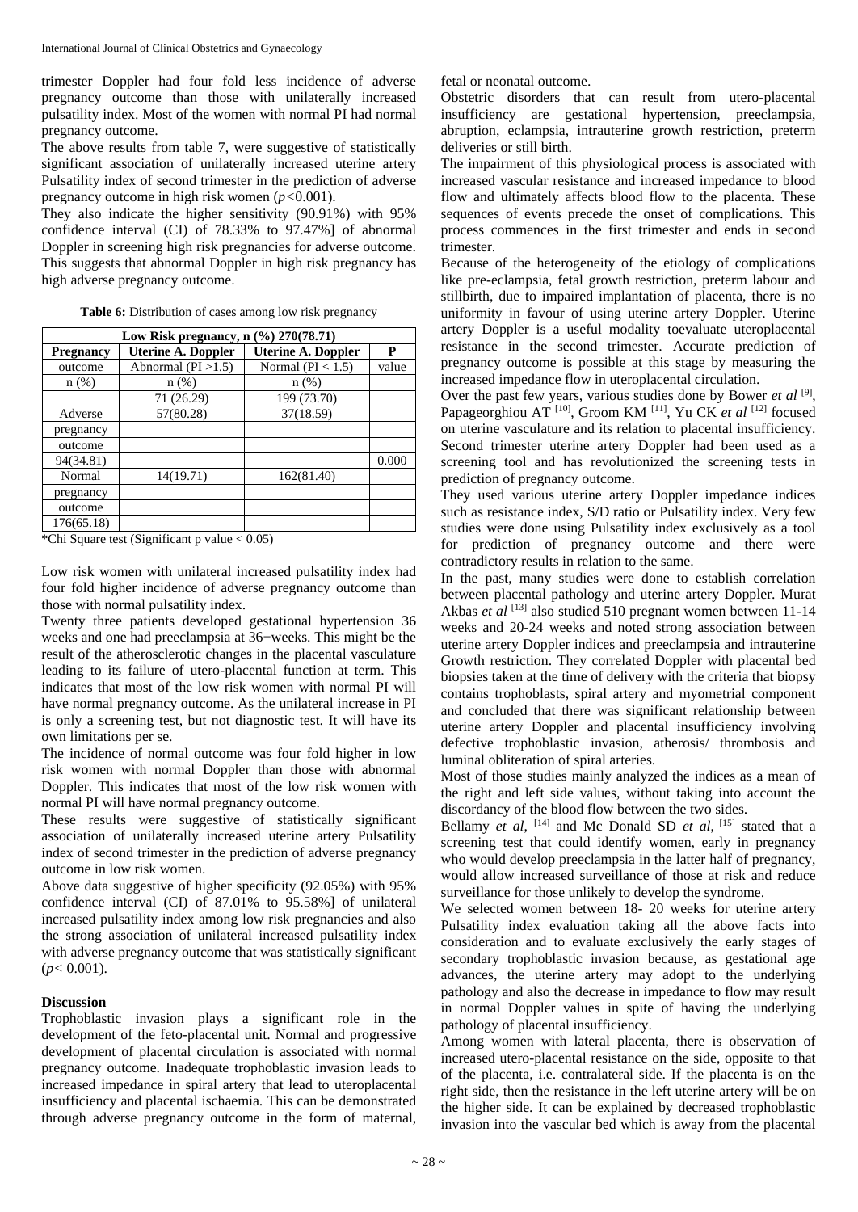trimester Doppler had four fold less incidence of adverse pregnancy outcome than those with unilaterally increased pulsatility index. Most of the women with normal PI had normal pregnancy outcome.

The above results from table 7, were suggestive of statistically significant association of unilaterally increased uterine artery Pulsatility index of second trimester in the prediction of adverse pregnancy outcome in high risk women ($p$<0.001).

They also indicate the higher sensitivity (90.91%) with 95% confidence interval (CI) of 78.33% to 97.47%] of abnormal Doppler in screening high risk pregnancies for adverse outcome. This suggests that abnormal Doppler in high risk pregnancy has high adverse pregnancy outcome.

**Table 6:** Distribution of cases among low risk pregnancy

| Low Risk pregnancy, n (%) 270(78.71) | | | |
|---|---|---|---|
| Pregnancy outcome n (%) | Uterine A. Doppler Abnormal (PI >1.5) n (%) | Uterine A. Doppler Normal (PI < 1.5) n (%) | P value |
| | 71 (26.29) | 199 (73.70) | |
| Adverse pregnancy outcome 94(34.81) | 57(80.28) | 37(18.59) | 0.000 |
| Normal pregnancy outcome 176(65.18) | 14(19.71) | 162(81.40) | |

*Chi Square test (Significant p value < 0.05)

Low risk women with unilateral increased pulsatility index had four fold higher incidence of adverse pregnancy outcome than those with normal pulsatility index.

Twenty three patients developed gestational hypertension 36 weeks and one had preeclampsia at 36+weeks. This might be the result of the atherosclerotic changes in the placental vasculature leading to its failure of utero-placental function at term. This indicates that most of the low risk women with normal PI will have normal pregnancy outcome. As the unilateral increase in PI is only a screening test, but not diagnostic test. It will have its own limitations per se.

The incidence of normal outcome was four fold higher in low risk women with normal Doppler than those with abnormal Doppler. This indicates that most of the low risk women with normal PI will have normal pregnancy outcome.

These results were suggestive of statistically significant association of unilaterally increased uterine artery Pulsatility index of second trimester in the prediction of adverse pregnancy outcome in low risk women.

Above data suggestive of higher specificity (92.05%) with 95% confidence interval (CI) of 87.01% to 95.58%] of unilateral increased pulsatility index among low risk pregnancies and also the strong association of unilateral increased pulsatility index with adverse pregnancy outcome that was statistically significant ($p$< 0.001).

## Discussion

Trophoblastic invasion plays a significant role in the development of the feto-placental unit. Normal and progressive development of placental circulation is associated with normal pregnancy outcome. Inadequate trophoblastic invasion leads to increased impedance in spiral artery that lead to uteroplacental insufficiency and placental ischaemia. This can be demonstrated through adverse pregnancy outcome in the form of maternal, fetal or neonatal outcome.

Obstetric disorders that can result from utero-placental insufficiency are gestational hypertension, preeclampsia, abruption, eclampsia, intrauterine growth restriction, preterm deliveries or still birth.

The impairment of this physiological process is associated with increased vascular resistance and increased impedance to blood flow and ultimately affects blood flow to the placenta. These sequences of events precede the onset of complications. This process commences in the first trimester and ends in second trimester.

Because of the heterogeneity of the etiology of complications like pre-eclampsia, fetal growth restriction, preterm labour and stillbirth, due to impaired implantation of placenta, there is no uniformity in favour of using uterine artery Doppler. Uterine artery Doppler is a useful modality toevaluate uteroplacental resistance in the second trimester. Accurate prediction of pregnancy outcome is possible at this stage by measuring the increased impedance flow in uteroplacental circulation.

Over the past few years, various studies done by Bower *et al* [9], Papageorghiou AT [10], Groom KM [11], Yu CK *et al* [12] focused on uterine vasculature and its relation to placental insufficiency. Second trimester uterine artery Doppler had been used as a screening tool and has revolutionized the screening tests in prediction of pregnancy outcome.

They used various uterine artery Doppler impedance indices such as resistance index, S/D ratio or Pulsatility index. Very few studies were done using Pulsatility index exclusively as a tool for prediction of pregnancy outcome and there were contradictory results in relation to the same.

In the past, many studies were done to establish correlation between placental pathology and uterine artery Doppler. Murat Akbas *et al* [13] also studied 510 pregnant women between 11-14 weeks and 20-24 weeks and noted strong association between uterine artery Doppler indices and preeclampsia and intrauterine Growth restriction. They correlated Doppler with placental bed biopsies taken at the time of delivery with the criteria that biopsy contains trophoblasts, spiral artery and myometrial component and concluded that there was significant relationship between uterine artery Doppler and placental insufficiency involving defective trophoblastic invasion, atherosis/ thrombosis and luminal obliteration of spiral arteries.

Most of those studies mainly analyzed the indices as a mean of the right and left side values, without taking into account the discordancy of the blood flow between the two sides.

Bellamy *et al*, [14] and Mc Donald SD *et al*, [15] stated that a screening test that could identify women, early in pregnancy who would develop preeclampsia in the latter half of pregnancy, would allow increased surveillance of those at risk and reduce surveillance for those unlikely to develop the syndrome.

We selected women between 18- 20 weeks for uterine artery Pulsatility index evaluation taking all the above facts into consideration and to evaluate exclusively the early stages of secondary trophoblastic invasion because, as gestational age advances, the uterine artery may adopt to the underlying pathology and also the decrease in impedance to flow may result in normal Doppler values in spite of having the underlying pathology of placental insufficiency.

Among women with lateral placenta, there is observation of increased utero-placental resistance on the side, opposite to that of the placenta, i.e. contralateral side. If the placenta is on the right side, then the resistance in the left uterine artery will be on the higher side. It can be explained by decreased trophoblastic invasion into the vascular bed which is away from the placental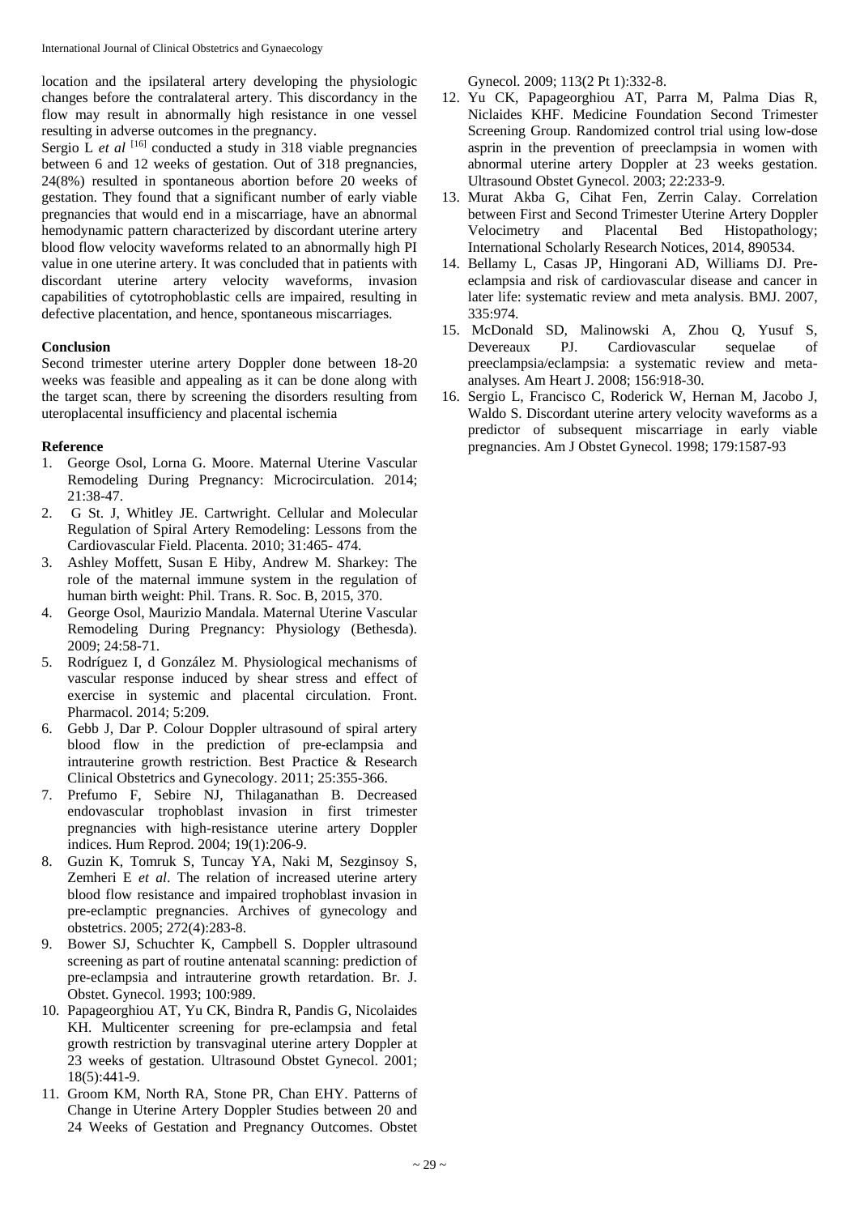location and the ipsilateral artery developing the physiologic changes before the contralateral artery. This discordancy in the flow may result in abnormally high resistance in one vessel resulting in adverse outcomes in the pregnancy.

Sergio L *et al* [16] conducted a study in 318 viable pregnancies between 6 and 12 weeks of gestation. Out of 318 pregnancies, 24(8%) resulted in spontaneous abortion before 20 weeks of gestation. They found that a significant number of early viable pregnancies that would end in a miscarriage, have an abnormal hemodynamic pattern characterized by discordant uterine artery blood flow velocity waveforms related to an abnormally high PI value in one uterine artery. It was concluded that in patients with discordant uterine artery velocity waveforms, invasion capabilities of cytotrophoblastic cells are impaired, resulting in defective placentation, and hence, spontaneous miscarriages.

## Conclusion

Second trimester uterine artery Doppler done between 18-20 weeks was feasible and appealing as it can be done along with the target scan, there by screening the disorders resulting from uteroplacental insufficiency and placental ischemia

## Reference

1. George Osol, Lorna G. Moore. Maternal Uterine Vascular Remodeling During Pregnancy: Microcirculation. 2014; 21:38-47.
2. G St. J, Whitley JE. Cartwright. Cellular and Molecular Regulation of Spiral Artery Remodeling: Lessons from the Cardiovascular Field. Placenta. 2010; 31:465- 474.
3. Ashley Moffett, Susan E Hiby, Andrew M. Sharkey: The role of the maternal immune system in the regulation of human birth weight: Phil. Trans. R. Soc. B, 2015, 370.
4. George Osol, Maurizio Mandala. Maternal Uterine Vascular Remodeling During Pregnancy: Physiology (Bethesda). 2009; 24:58-71.
5. Rodríguez I, d González M. Physiological mechanisms of vascular response induced by shear stress and effect of exercise in systemic and placental circulation. Front. Pharmacol. 2014; 5:209.
6. Gebb J, Dar P. Colour Doppler ultrasound of spiral artery blood flow in the prediction of pre-eclampsia and intrauterine growth restriction. Best Practice & Research Clinical Obstetrics and Gynecology. 2011; 25:355-366.
7. Prefumo F, Sebire NJ, Thilaganathan B. Decreased endovascular trophoblast invasion in first trimester pregnancies with high-resistance uterine artery Doppler indices. Hum Reprod. 2004; 19(1):206-9.
8. Guzin K, Tomruk S, Tuncay YA, Naki M, Sezginsoy S, Zemheri E *et al*. The relation of increased uterine artery blood flow resistance and impaired trophoblast invasion in pre-eclamptic pregnancies. Archives of gynecology and obstetrics. 2005; 272(4):283-8.
9. Bower SJ, Schuchter K, Campbell S. Doppler ultrasound screening as part of routine antenatal scanning: prediction of pre-eclampsia and intrauterine growth retardation. Br. J. Obstet. Gynecol. 1993; 100:989.
10. Papageorghiou AT, Yu CK, Bindra R, Pandis G, Nicolaides KH. Multicenter screening for pre-eclampsia and fetal growth restriction by transvaginal uterine artery Doppler at 23 weeks of gestation. Ultrasound Obstet Gynecol. 2001; 18(5):441-9.
11. Groom KM, North RA, Stone PR, Chan EHY. Patterns of Change in Uterine Artery Doppler Studies between 20 and 24 Weeks of Gestation and Pregnancy Outcomes. Obstet Gynecol. 2009; 113(2 Pt 1):332-8.
12. Yu CK, Papageorghiou AT, Parra M, Palma Dias R, Niclaides KHF. Medicine Foundation Second Trimester Screening Group. Randomized control trial using low-dose asprin in the prevention of preeclampsia in women with abnormal uterine artery Doppler at 23 weeks gestation. Ultrasound Obstet Gynecol. 2003; 22:233-9.
13. Murat Akba G, Cihat Fen, Zerrin Calay. Correlation between First and Second Trimester Uterine Artery Doppler Velocimetry and Placental Bed Histopathology; International Scholarly Research Notices, 2014, 890534.
14. Bellamy L, Casas JP, Hingorani AD, Williams DJ. Pre-eclampsia and risk of cardiovascular disease and cancer in later life: systematic review and meta analysis. BMJ. 2007, 335:974.
15. McDonald SD, Malinowski A, Zhou Q, Yusuf S, Devereaux PJ. Cardiovascular sequelae of preeclampsia/eclampsia: a systematic review and meta-analyses. Am Heart J. 2008; 156:918-30.
16. Sergio L, Francisco C, Roderick W, Hernan M, Jacobo J, Waldo S. Discordant uterine artery velocity waveforms as a predictor of subsequent miscarriage in early viable pregnancies. Am J Obstet Gynecol. 1998; 179:1587-93